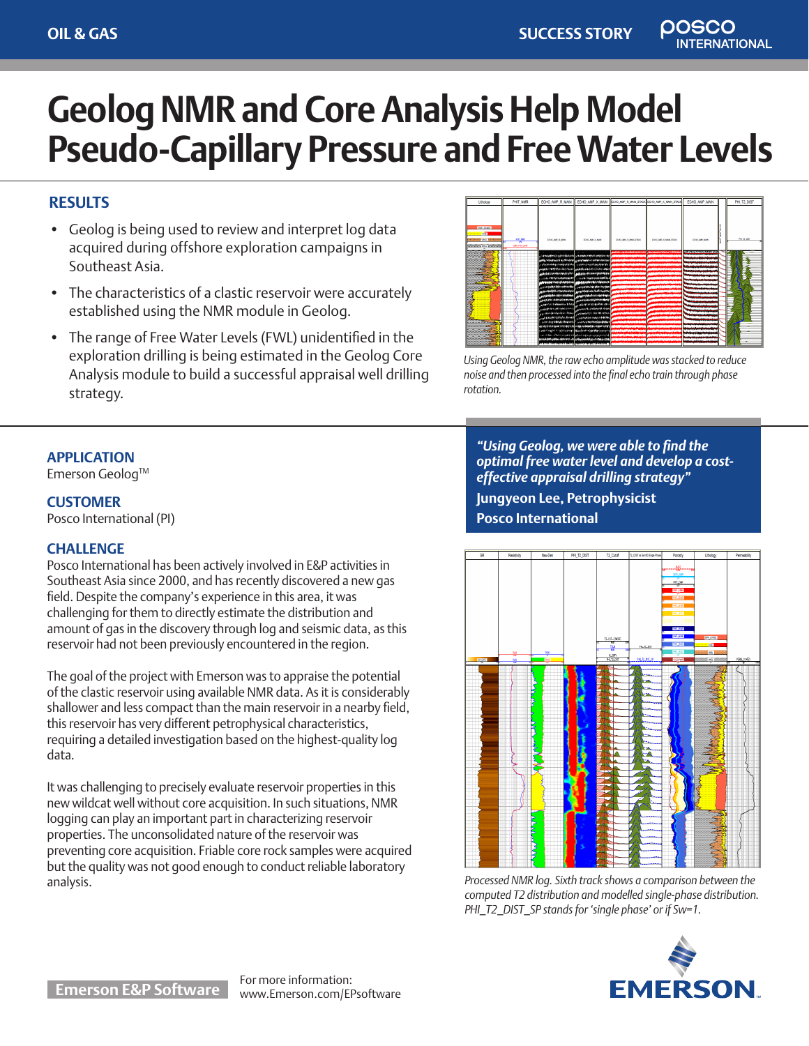# Geolog NMR and Core Analysis Help Model Pseudo-Capillary Pressure and Free Water Levels

## RESULTS

- Geolog is being used to review and interpret log data acquired during offshore exploration campaigns in Southeast Asia.
- The characteristics of a clastic reservoir were accurately established using the NMR module in Geolog.
- The range of Free Water Levels (FWL) unidentified in the exploration drilling is being estimated in the Geolog Core Analysis module to build a successful appraisal well drilling strategy.

*Using Geolog NMR, the raw echo amplitude was stacked to reduce noise and then processed into the final echo train through phase rotation.*

## APPLICATION

Emerson Geolog™

## CUSTOMER

Posco International (PI)

## CHALLENGE

Posco International has been actively involved in E&P activities in Southeast Asia since 2000, and has recently discovered a new gas field. Despite the company's experience in this area, it was challenging for them to directly estimate the distribution and amount of gas in the discovery through log and seismic data, as this reservoir had not been previously encountered in the region.

The goal of the project with Emerson was to appraise the potential of the clastic reservoir using available NMR data. As it is considerably shallower and less compact than the main reservoir in a nearby field, this reservoir has very different petrophysical characteristics, requiring a detailed investigation based on the highest-quality log data.

It was challenging to precisely evaluate reservoir properties in this new wildcat well without core acquisition. In such situations, NMR logging can play an important part in characterizing reservoir properties. The unconsolidated nature of the reservoir was preventing core acquisition. Friable core rock samples were acquired but the quality was not good enough to conduct reliable laboratory analysis.

> ***"Using Geolog, we were able to find the optimal free water level and develop a cost-effective appraisal drilling strategy"***
>
> **Jungyeon Lee, Petrophysicist**
>
> **Posco International**

*Processed NMR log. Sixth track shows a comparison between the computed T2 distribution and modelled single-phase distribution. PHI_T2_DIST_SP stands for 'single phase' or if Sw=1.*

**Emerson E&P Software**

For more information:
www.Emerson.com/EPsoftware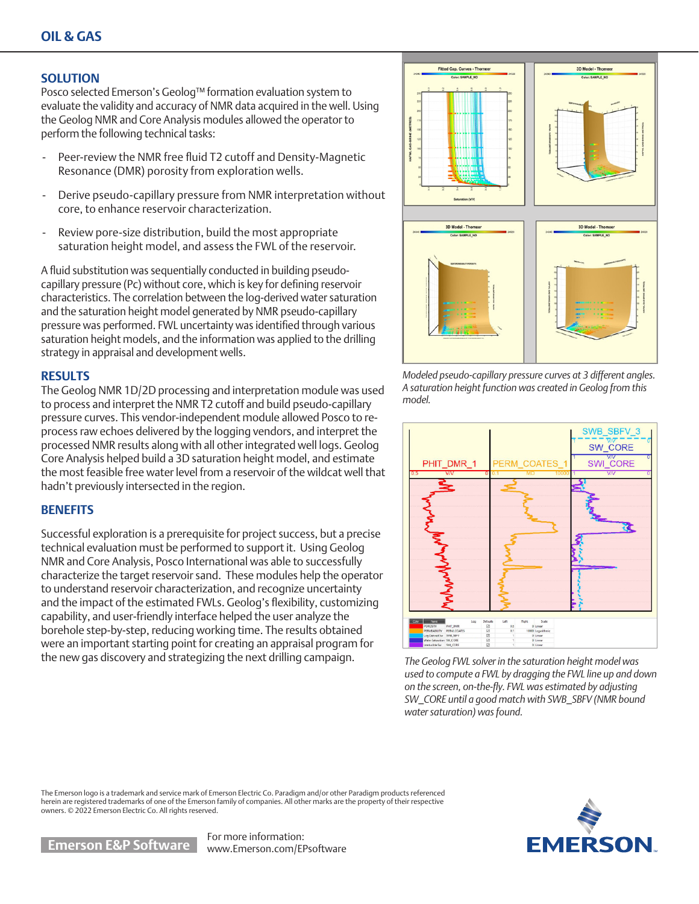## SOLUTION

Posco selected Emerson's Geolog™ formation evaluation system to evaluate the validity and accuracy of NMR data acquired in the well. Using the Geolog NMR and Core Analysis modules allowed the operator to perform the following technical tasks:

- Peer-review the NMR free fluid T2 cutoff and Density-Magnetic Resonance (DMR) porosity from exploration wells.
- Derive pseudo-capillary pressure from NMR interpretation without core, to enhance reservoir characterization.
- Review pore-size distribution, build the most appropriate saturation height model, and assess the FWL of the reservoir.

A fluid substitution was sequentially conducted in building pseudo-capillary pressure (Pc) without core, which is key for defining reservoir characteristics. The correlation between the log-derived water saturation and the saturation height model generated by NMR pseudo-capillary pressure was performed. FWL uncertainty was identified through various saturation height models, and the information was applied to the drilling strategy in appraisal and development wells.

## RESULTS

The Geolog NMR 1D/2D processing and interpretation module was used to process and interpret the NMR T2 cutoff and build pseudo-capillary pressure curves. This vendor-independent module allowed Posco to re-process raw echoes delivered by the logging vendors, and interpret the processed NMR results along with all other integrated well logs. Geolog Core Analysis helped build a 3D saturation height model, and estimate the most feasible free water level from a reservoir of the wildcat well that hadn't previously intersected in the region.

## BENEFITS

Successful exploration is a prerequisite for project success, but a precise technical evaluation must be performed to support it. Using Geolog NMR and Core Analysis, Posco International was able to successfully characterize the target reservoir sand. These modules help the operator to understand reservoir characterization, and recognize uncertainty and the impact of the estimated FWLs. Geolog's flexibility, customizing capability, and user-friendly interface helped the user analyze the borehole step-by-step, reducing working time. The results obtained were an important starting point for creating an appraisal program for the new gas discovery and strategizing the next drilling campaign.

Fitted Cap. Curves - Thomeer

3D Model - Thomeer

3D Model - Thomeer

3D Model - Thomeer

*Modeled pseudo-capillary pressure curves at 3 different angles. A saturation height function was created in Geolog from this model.*

PHIT_DMR_1

PERM_COATES_1

SWB_SBFV_3

SW_CORE

SWI_CORE

*The Geolog FWL solver in the saturation height model was used to compute a FWL by dragging the FWL line up and down on the screen, on-the-fly. FWL was estimated by adjusting SW_CORE until a good match with SWB_SBFV (NMR bound water saturation) was found.*

The Emerson logo is a trademark and service mark of Emerson Electric Co. Paradigm and/or other Paradigm products referenced herein are registered trademarks of one of the Emerson family of companies. All other marks are the property of their respective owners. © 2022 Emerson Electric Co. All rights reserved.

Emerson E&P Software

For more information:
www.Emerson.com/EPsoftware

EMERSON